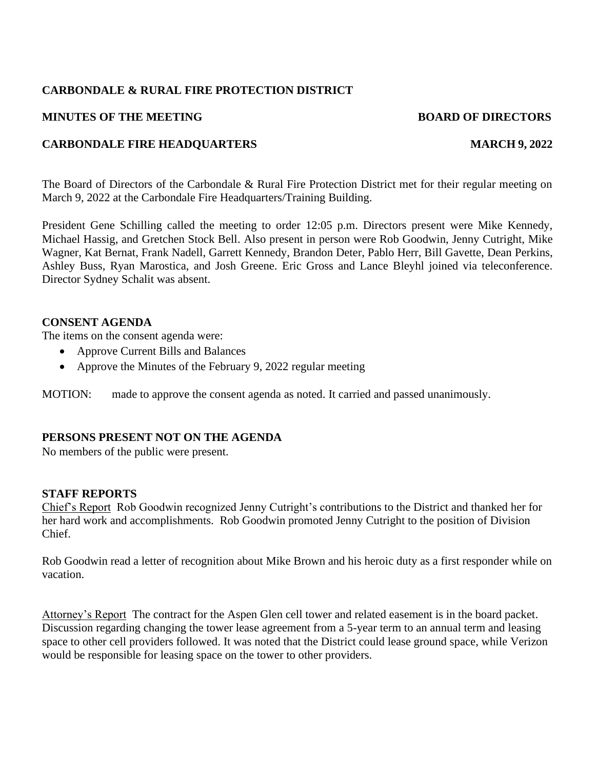**CARBONDALE & RURAL FIRE PROTECTION DISTRICT**

**MINUTES OF THE MEETING** **BOARD OF DIRECTORS**

**CARBONDALE FIRE HEADQUARTERS** **MARCH 9, 2022**

The Board of Directors of the Carbondale & Rural Fire Protection District met for their regular meeting on March 9, 2022 at the Carbondale Fire Headquarters/Training Building.

President Gene Schilling called the meeting to order 12:05 p.m. Directors present were Mike Kennedy, Michael Hassig, and Gretchen Stock Bell. Also present in person were Rob Goodwin, Jenny Cutright, Mike Wagner, Kat Bernat, Frank Nadell, Garrett Kennedy, Brandon Deter, Pablo Herr, Bill Gavette, Dean Perkins, Ashley Buss, Ryan Marostica, and Josh Greene. Eric Gross and Lance Bleyhl joined via teleconference. Director Sydney Schalit was absent.

## CONSENT AGENDA

The items on the consent agenda were:

- Approve Current Bills and Balances
- Approve the Minutes of the February 9, 2022 regular meeting

MOTION: made to approve the consent agenda as noted. It carried and passed unanimously.

## PERSONS PRESENT NOT ON THE AGENDA

No members of the public were present.

## STAFF REPORTS

Chief's Report Rob Goodwin recognized Jenny Cutright's contributions to the District and thanked her for her hard work and accomplishments. Rob Goodwin promoted Jenny Cutright to the position of Division Chief.

Rob Goodwin read a letter of recognition about Mike Brown and his heroic duty as a first responder while on vacation.

Attorney's Report The contract for the Aspen Glen cell tower and related easement is in the board packet. Discussion regarding changing the tower lease agreement from a 5-year term to an annual term and leasing space to other cell providers followed. It was noted that the District could lease ground space, while Verizon would be responsible for leasing space on the tower to other providers.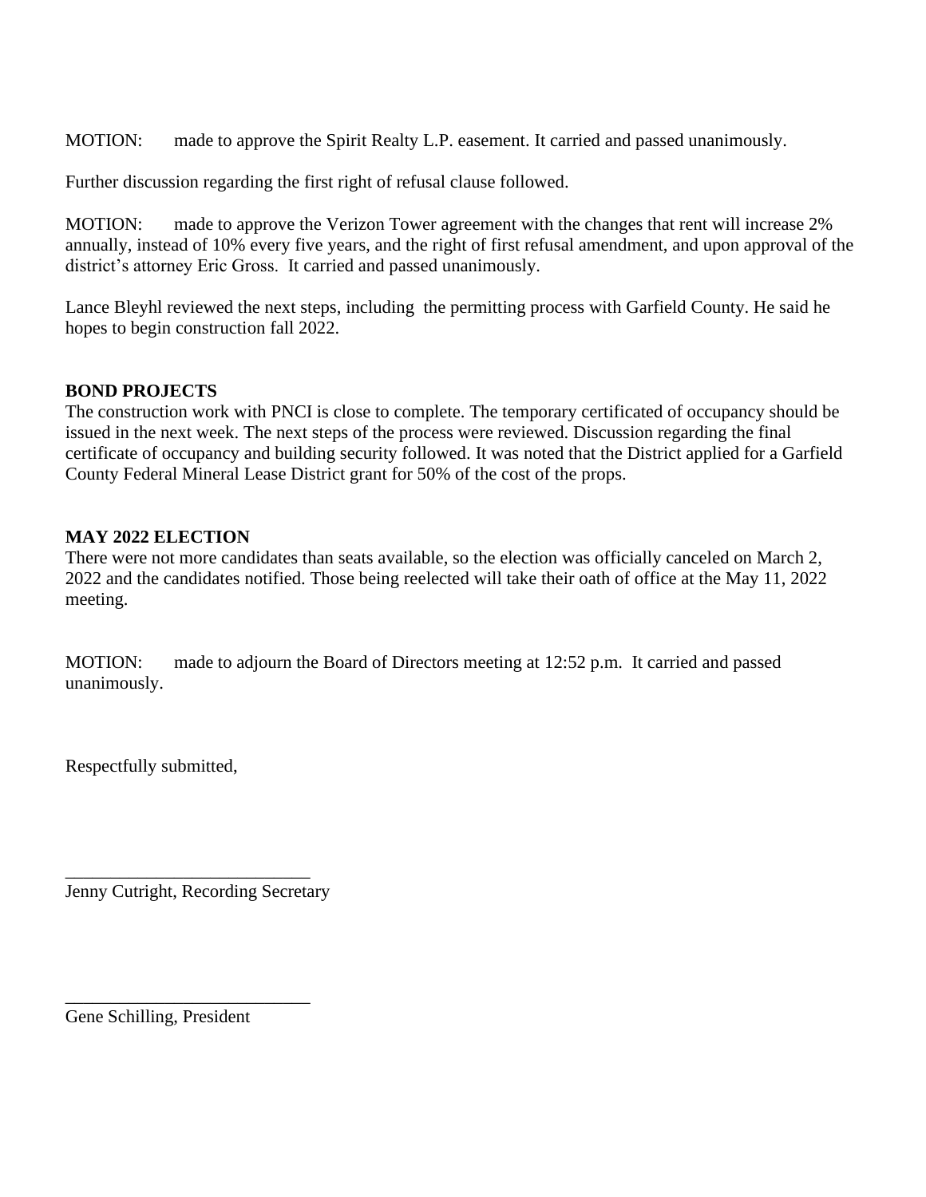MOTION: made to approve the Spirit Realty L.P. easement. It carried and passed unanimously.

Further discussion regarding the first right of refusal clause followed.

MOTION: made to approve the Verizon Tower agreement with the changes that rent will increase 2% annually, instead of 10% every five years, and the right of first refusal amendment, and upon approval of the district's attorney Eric Gross. It carried and passed unanimously.

Lance Bleyhl reviewed the next steps, including the permitting process with Garfield County. He said he hopes to begin construction fall 2022.

**BOND PROJECTS**

The construction work with PNCI is close to complete. The temporary certificated of occupancy should be issued in the next week. The next steps of the process were reviewed. Discussion regarding the final certificate of occupancy and building security followed. It was noted that the District applied for a Garfield County Federal Mineral Lease District grant for 50% of the cost of the props.

**MAY 2022 ELECTION**

There were not more candidates than seats available, so the election was officially canceled on March 2, 2022 and the candidates notified. Those being reelected will take their oath of office at the May 11, 2022 meeting.

MOTION: made to adjourn the Board of Directors meeting at 12:52 p.m. It carried and passed unanimously.

Respectfully submitted,

\_\_\_\_\_\_\_\_\_\_\_\_\_\_\_\_\_\_\_\_\_\_\_\_\_\_\_
Jenny Cutright, Recording Secretary

\_\_\_\_\_\_\_\_\_\_\_\_\_\_\_\_\_\_\_\_\_\_\_\_\_\_\_
Gene Schilling, President